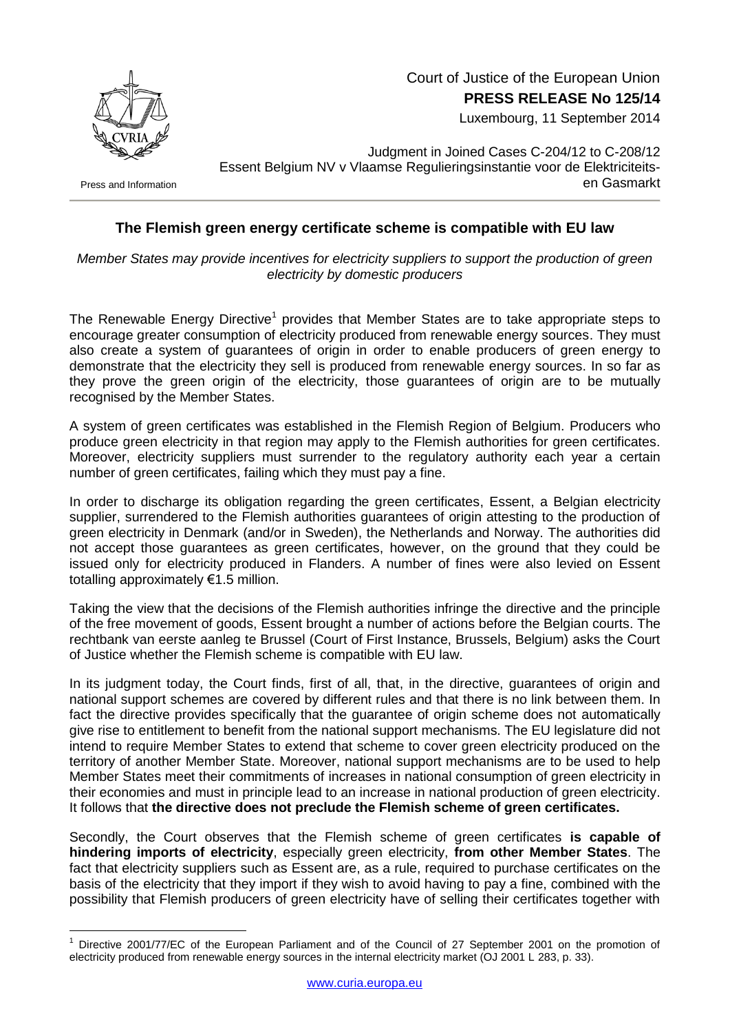Court of Justice of the European Union

**PRESS RELEASE No 125/14**

Luxembourg, 11 September 2014

Press and Information

Judgment in Joined Cases C-204/12 to C-208/12
Essent Belgium NV v Vlaamse Reguleringsinstantie voor de Elektriciteits- en Gasmarkt

## The Flemish green energy certificate scheme is compatible with EU law

*Member States may provide incentives for electricity suppliers to support the production of green electricity by domestic producers*

The Renewable Energy Directive[1] provides that Member States are to take appropriate steps to encourage greater consumption of electricity produced from renewable energy sources. They must also create a system of guarantees of origin in order to enable producers of green energy to demonstrate that the electricity they sell is produced from renewable energy sources. In so far as they prove the green origin of the electricity, those guarantees of origin are to be mutually recognised by the Member States.

A system of green certificates was established in the Flemish Region of Belgium. Producers who produce green electricity in that region may apply to the Flemish authorities for green certificates. Moreover, electricity suppliers must surrender to the regulatory authority each year a certain number of green certificates, failing which they must pay a fine.

In order to discharge its obligation regarding the green certificates, Essent, a Belgian electricity supplier, surrendered to the Flemish authorities guarantees of origin attesting to the production of green electricity in Denmark (and/or in Sweden), the Netherlands and Norway. The authorities did not accept those guarantees as green certificates, however, on the ground that they could be issued only for electricity produced in Flanders. A number of fines were also levied on Essent totalling approximately €1.5 million.

Taking the view that the decisions of the Flemish authorities infringe the directive and the principle of the free movement of goods, Essent brought a number of actions before the Belgian courts. The rechtbank van eerste aanleg te Brussel (Court of First Instance, Brussels, Belgium) asks the Court of Justice whether the Flemish scheme is compatible with EU law.

In its judgment today, the Court finds, first of all, that, in the directive, guarantees of origin and national support schemes are covered by different rules and that there is no link between them. In fact the directive provides specifically that the guarantee of origin scheme does not automatically give rise to entitlement to benefit from the national support mechanisms. The EU legislature did not intend to require Member States to extend that scheme to cover green electricity produced on the territory of another Member State. Moreover, national support mechanisms are to be used to help Member States meet their commitments of increases in national consumption of green electricity in their economies and must in principle lead to an increase in national production of green electricity. It follows that **the directive does not preclude the Flemish scheme of green certificates.**

Secondly, the Court observes that the Flemish scheme of green certificates **is capable of hindering imports of electricity**, especially green electricity, **from other Member States**. The fact that electricity suppliers such as Essent are, as a rule, required to purchase certificates on the basis of the electricity that they import if they wish to avoid having to pay a fine, combined with the possibility that Flemish producers of green electricity have of selling their certificates together with

[1] Directive 2001/77/EC of the European Parliament and of the Council of 27 September 2001 on the promotion of electricity produced from renewable energy sources in the internal electricity market (OJ 2001 L 283, p. 33).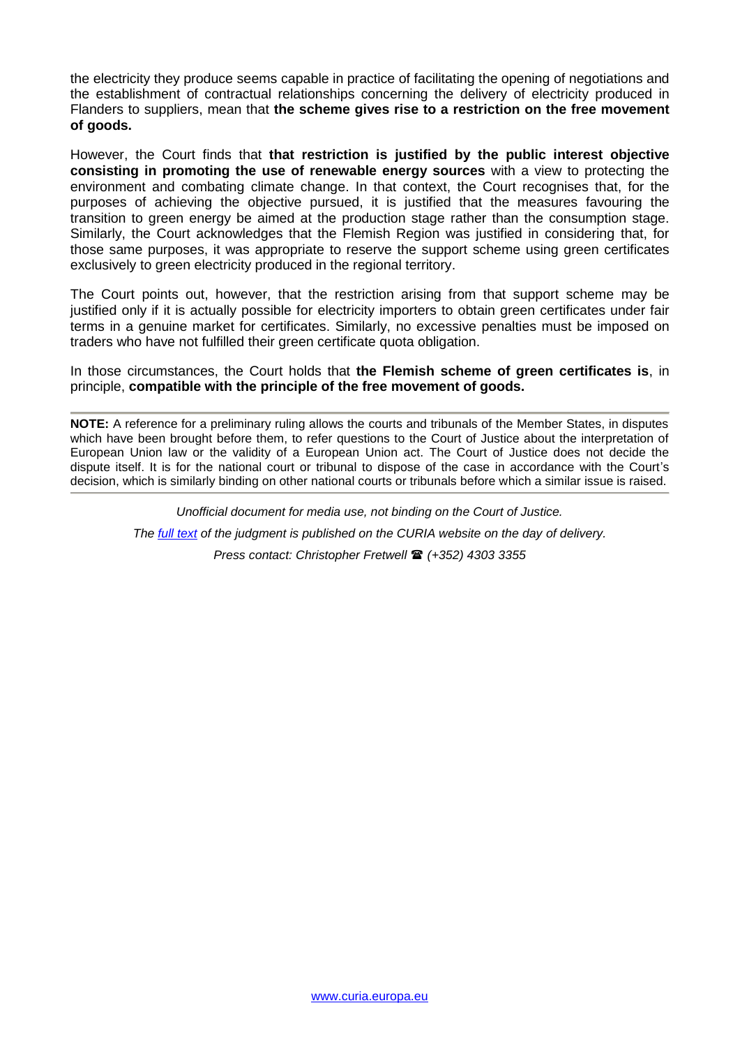the electricity they produce seems capable in practice of facilitating the opening of negotiations and the establishment of contractual relationships concerning the delivery of electricity produced in Flanders to suppliers, mean that **the scheme gives rise to a restriction on the free movement of goods.**

However, the Court finds that **that restriction is justified by the public interest objective consisting in promoting the use of renewable energy sources** with a view to protecting the environment and combating climate change. In that context, the Court recognises that, for the purposes of achieving the objective pursued, it is justified that the measures favouring the transition to green energy be aimed at the production stage rather than the consumption stage. Similarly, the Court acknowledges that the Flemish Region was justified in considering that, for those same purposes, it was appropriate to reserve the support scheme using green certificates exclusively to green electricity produced in the regional territory.

The Court points out, however, that the restriction arising from that support scheme may be justified only if it is actually possible for electricity importers to obtain green certificates under fair terms in a genuine market for certificates. Similarly, no excessive penalties must be imposed on traders who have not fulfilled their green certificate quota obligation.

In those circumstances, the Court holds that **the Flemish scheme of green certificates is**, in principle, **compatible with the principle of the free movement of goods.**

---

**NOTE:** A reference for a preliminary ruling allows the courts and tribunals of the Member States, in disputes which have been brought before them, to refer questions to the Court of Justice about the interpretation of European Union law or the validity of a European Union act. The Court of Justice does not decide the dispute itself. It is for the national court or tribunal to dispose of the case in accordance with the Court's decision, which is similarly binding on other national courts or tribunals before which a similar issue is raised.

---

*Unofficial document for media use, not binding on the Court of Justice.*

*The full text of the judgment is published on the CURIA website on the day of delivery.*

*Press contact: Christopher Fretwell ☎ (+352) 4303 3355*

www.curia.europa.eu